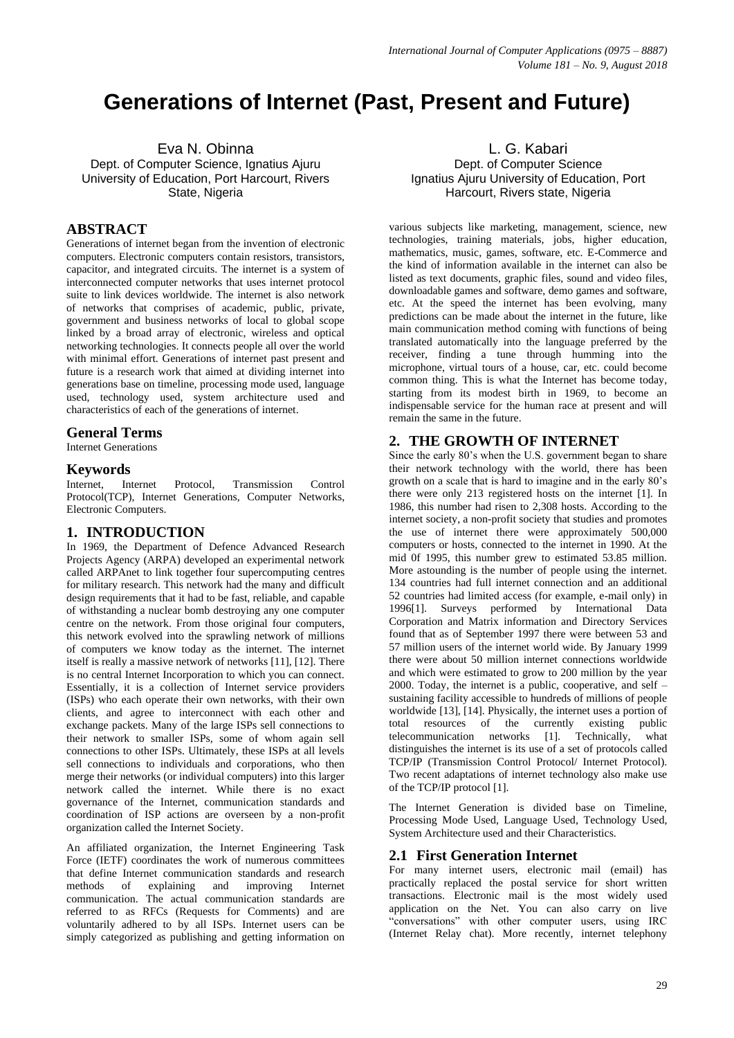# Generations of Internet (Past, Present and Future)

Eva N. Obinna
Dept. of Computer Science, Ignatius Ajuru University of Education, Port Harcourt, Rivers State, Nigeria

L. G. Kabari
Dept. of Computer Science
Ignatius Ajuru University of Education, Port Harcourt, Rivers state, Nigeria

## ABSTRACT

Generations of internet began from the invention of electronic computers. Electronic computers contain resistors, transistors, capacitor, and integrated circuits. The internet is a system of interconnected computer networks that uses internet protocol suite to link devices worldwide. The internet is also network of networks that comprises of academic, public, private, government and business networks of local to global scope linked by a broad array of electronic, wireless and optical networking technologies. It connects people all over the world with minimal effort. Generations of internet past present and future is a research work that aimed at dividing internet into generations base on timeline, processing mode used, language used, technology used, system architecture used and characteristics of each of the generations of internet.

## General Terms

Internet Generations

## Keywords

Internet, Internet Protocol, Transmission Control Protocol(TCP), Internet Generations, Computer Networks, Electronic Computers.

## 1. INTRODUCTION

In 1969, the Department of Defence Advanced Research Projects Agency (ARPA) developed an experimental network called ARPAnet to link together four supercomputing centres for military research. This network had the many and difficult design requirements that it had to be fast, reliable, and capable of withstanding a nuclear bomb destroying any one computer centre on the network. From those original four computers, this network evolved into the sprawling network of millions of computers we know today as the internet. The internet itself is really a massive network of networks [11], [12]. There is no central Internet Incorporation to which you can connect. Essentially, it is a collection of Internet service providers (ISPs) who each operate their own networks, with their own clients, and agree to interconnect with each other and exchange packets. Many of the large ISPs sell connections to their network to smaller ISPs, some of whom again sell connections to other ISPs. Ultimately, these ISPs at all levels sell connections to individuals and corporations, who then merge their networks (or individual computers) into this larger network called the internet. While there is no exact governance of the Internet, communication standards and coordination of ISP actions are overseen by a non-profit organization called the Internet Society.

An affiliated organization, the Internet Engineering Task Force (IETF) coordinates the work of numerous committees that define Internet communication standards and research methods of explaining and improving Internet communication. The actual communication standards are referred to as RFCs (Requests for Comments) and are voluntarily adhered to by all ISPs. Internet users can be simply categorized as publishing and getting information on various subjects like marketing, management, science, new technologies, training materials, jobs, higher education, mathematics, music, games, software, etc. E-Commerce and the kind of information available in the internet can also be listed as text documents, graphic files, sound and video files, downloadable games and software, demo games and software, etc. At the speed the internet has been evolving, many predictions can be made about the internet in the future, like main communication method coming with functions of being translated automatically into the language preferred by the receiver, finding a tune through humming into the microphone, virtual tours of a house, car, etc. could become common thing. This is what the Internet has become today, starting from its modest birth in 1969, to become an indispensable service for the human race at present and will remain the same in the future.

## 2. THE GROWTH OF INTERNET

Since the early 80's when the U.S. government began to share their network technology with the world, there has been growth on a scale that is hard to imagine and in the early 80's there were only 213 registered hosts on the internet [1]. In 1986, this number had risen to 2,308 hosts. According to the internet society, a non-profit society that studies and promotes the use of internet there were approximately 500,000 computers or hosts, connected to the internet in 1990. At the mid 0f 1995, this number grew to estimated 53.85 million. More astounding is the number of people using the internet. 134 countries had full internet connection and an additional 52 countries had limited access (for example, e-mail only) in 1996[1]. Surveys performed by International Data Corporation and Matrix information and Directory Services found that as of September 1997 there were between 53 and 57 million users of the internet world wide. By January 1999 there were about 50 million internet connections worldwide and which were estimated to grow to 200 million by the year 2000. Today, the internet is a public, cooperative, and self – sustaining facility accessible to hundreds of millions of people worldwide [13], [14]. Physically, the internet uses a portion of total resources of the currently existing public telecommunication networks [1]. Technically, what distinguishes the internet is its use of a set of protocols called TCP/IP (Transmission Control Protocol/ Internet Protocol). Two recent adaptations of internet technology also make use of the TCP/IP protocol [1].

The Internet Generation is divided base on Timeline, Processing Mode Used, Language Used, Technology Used, System Architecture used and their Characteristics.

### 2.1 First Generation Internet

For many internet users, electronic mail (email) has practically replaced the postal service for short written transactions. Electronic mail is the most widely used application on the Net. You can also carry on live "conversations" with other computer users, using IRC (Internet Relay chat). More recently, internet telephony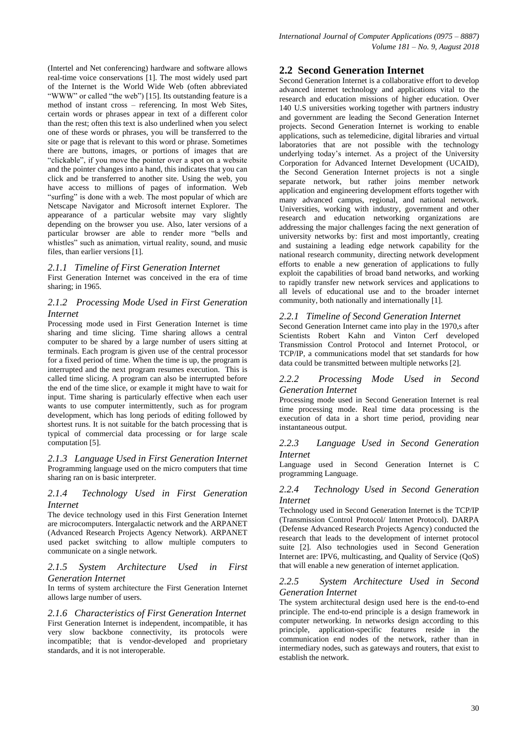(Intertel and Net conferencing) hardware and software allows real-time voice conservations [1]. The most widely used part of the Internet is the World Wide Web (often abbreviated "WWW" or called "the web") [15]. Its outstanding feature is a method of instant cross – referencing. In most Web Sites, certain words or phrases appear in text of a different color than the rest; often this text is also underlined when you select one of these words or phrases, you will be transferred to the site or page that is relevant to this word or phrase. Sometimes there are buttons, images, or portions of images that are "clickable", if you move the pointer over a spot on a website and the pointer changes into a hand, this indicates that you can click and be transferred to another site. Using the web, you have access to millions of pages of information. Web "surfing" is done with a web. The most popular of which are Netscape Navigator and Microsoft internet Explorer. The appearance of a particular website may vary slightly depending on the browser you use. Also, later versions of a particular browser are able to render more "bells and whistles" such as animation, virtual reality, sound, and music files, than earlier versions [1].

### *2.1.1 Timeline of First Generation Internet*

First Generation Internet was conceived in the era of time sharing; in 1965.

### *2.1.2 Processing Mode Used in First Generation Internet*

Processing mode used in First Generation Internet is time sharing and time slicing. Time sharing allows a central computer to be shared by a large number of users sitting at terminals. Each program is given use of the central processor for a fixed period of time. When the time is up, the program is interrupted and the next program resumes execution. This is called time slicing. A program can also be interrupted before the end of the time slice, or example it might have to wait for input. Time sharing is particularly effective when each user wants to use computer intermittently, such as for program development, which has long periods of editing followed by shortest runs. It is not suitable for the batch processing that is typical of commercial data processing or for large scale computation [5].

### *2.1.3 Language Used in First Generation Internet*

Programming language used on the micro computers that time sharing ran on is basic interpreter.

### *2.1.4 Technology Used in First Generation Internet*

The device technology used in this First Generation Internet are microcomputers. Intergalactic network and the ARPANET (Advanced Research Projects Agency Network). ARPANET used packet switching to allow multiple computers to communicate on a single network.

### *2.1.5 System Architecture Used in First Generation Internet*

In terms of system architecture the First Generation Internet allows large number of users.

### *2.1.6 Characteristics of First Generation Internet*

First Generation Internet is independent, incompatible, it has very slow backbone connectivity, its protocols were incompatible; that is vendor-developed and proprietary standards, and it is not interoperable.

## 2.2 Second Generation Internet

Second Generation Internet is a collaborative effort to develop advanced internet technology and applications vital to the research and education missions of higher education. Over 140 U.S universities working together with partners industry and government are leading the Second Generation Internet projects. Second Generation Internet is working to enable applications, such as telemedicine, digital libraries and virtual laboratories that are not possible with the technology underlying today's internet. As a project of the University Corporation for Advanced Internet Development (UCAID), the Second Generation Internet projects is not a single separate network, but rather joins member network application and engineering development efforts together with many advanced campus, regional, and national network. Universities, working with industry, government and other research and education networking organizations are addressing the major challenges facing the next generation of university networks by: first and most importantly, creating and sustaining a leading edge network capability for the national research community, directing network development efforts to enable a new generation of applications to fully exploit the capabilities of broad band networks, and working to rapidly transfer new network services and applications to all levels of educational use and to the broader internet community, both nationally and internationally [1].

### *2.2.1 Timeline of Second Generation Internet*

Second Generation Internet came into play in the 1970,s after Scientists Robert Kahn and Vinton Cerf developed Transmission Control Protocol and Internet Protocol, or TCP/IP, a communications model that set standards for how data could be transmitted between multiple networks [2].

### *2.2.2 Processing Mode Used in Second Generation Internet*

Processing mode used in Second Generation Internet is real time processing mode. Real time data processing is the execution of data in a short time period, providing near instantaneous output.

### *2.2.3 Language Used in Second Generation Internet*

Language used in Second Generation Internet is C programming Language.

### *2.2.4 Technology Used in Second Generation Internet*

Technology used in Second Generation Internet is the TCP/IP (Transmission Control Protocol/ Internet Protocol). DARPA (Defense Advanced Research Projects Agency) conducted the research that leads to the development of internet protocol suite [2]. Also technologies used in Second Generation Internet are: IPV6, multicasting, and Quality of Service (QoS) that will enable a new generation of internet application.

### *2.2.5 System Architecture Used in Second Generation Internet*

The system architectural design used here is the end-to-end principle. The end-to-end principle is a design framework in computer networking. In networks design according to this principle, application-specific features reside in the communication end nodes of the network, rather than in intermediary nodes, such as gateways and routers, that exist to establish the network.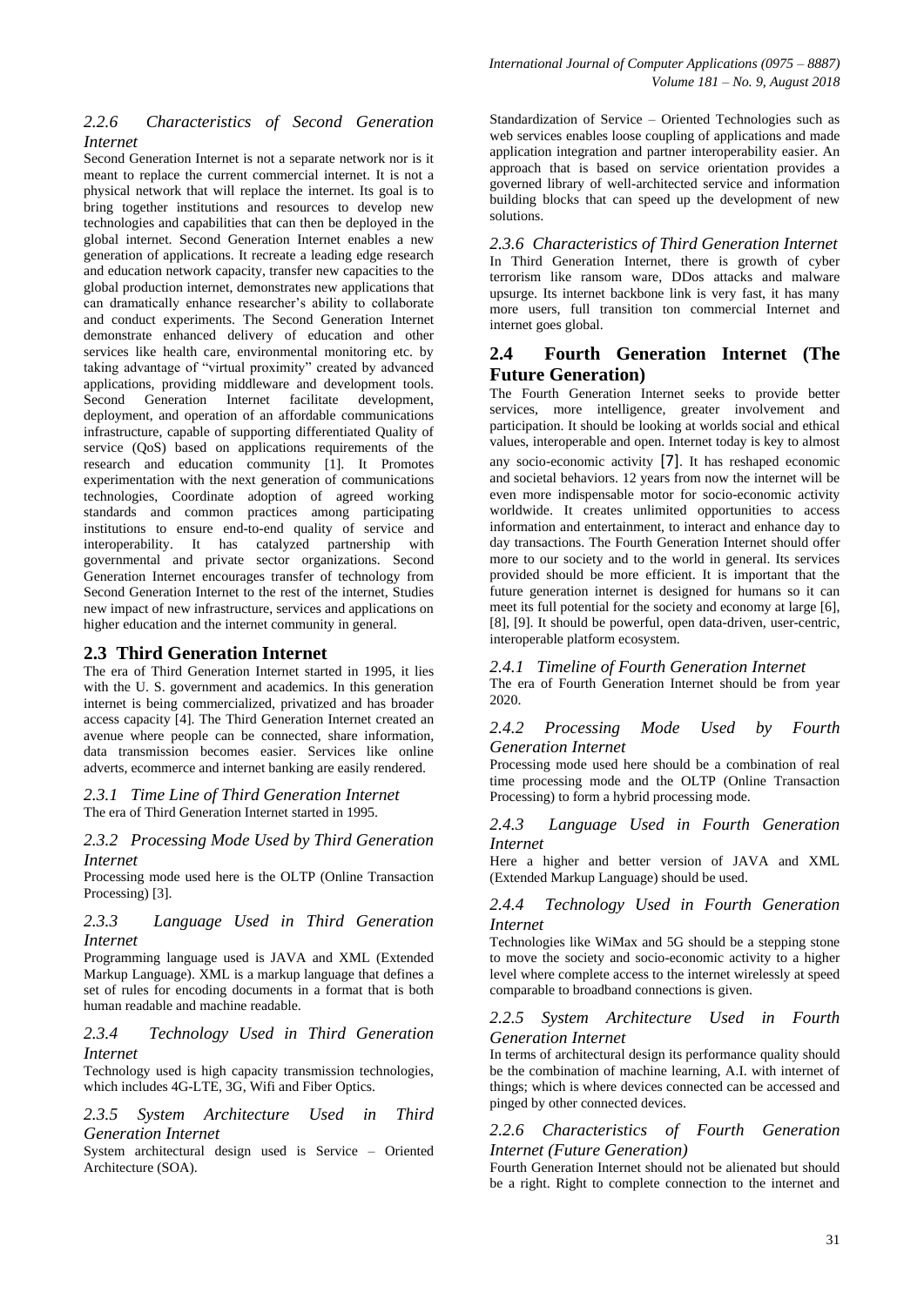#### 2.2.6 Characteristics of Second Generation Internet

Second Generation Internet is not a separate network nor is it meant to replace the current commercial internet. It is not a physical network that will replace the internet. Its goal is to bring together institutions and resources to develop new technologies and capabilities that can then be deployed in the global internet. Second Generation Internet enables a new generation of applications. It recreate a leading edge research and education network capacity, transfer new capacities to the global production internet, demonstrates new applications that can dramatically enhance researcher's ability to collaborate and conduct experiments. The Second Generation Internet demonstrate enhanced delivery of education and other services like health care, environmental monitoring etc. by taking advantage of "virtual proximity" created by advanced applications, providing middleware and development tools. Second Generation Internet facilitate development, deployment, and operation of an affordable communications infrastructure, capable of supporting differentiated Quality of service (QoS) based on applications requirements of the research and education community [1]. It Promotes experimentation with the next generation of communications technologies, Coordinate adoption of agreed working standards and common practices among participating institutions to ensure end-to-end quality of service and interoperability. It has catalyzed partnership with governmental and private sector organizations. Second Generation Internet encourages transfer of technology from Second Generation Internet to the rest of the internet, Studies new impact of new infrastructure, services and applications on higher education and the internet community in general.

### 2.3 Third Generation Internet

The era of Third Generation Internet started in 1995, it lies with the U. S. government and academics. In this generation internet is being commercialized, privatized and has broader access capacity [4]. The Third Generation Internet created an avenue where people can be connected, share information, data transmission becomes easier. Services like online adverts, ecommerce and internet banking are easily rendered.

#### 2.3.1 Time Line of Third Generation Internet

The era of Third Generation Internet started in 1995.

#### 2.3.2 Processing Mode Used by Third Generation Internet

Processing mode used here is the OLTP (Online Transaction Processing) [3].

#### 2.3.3 Language Used in Third Generation Internet

Programming language used is JAVA and XML (Extended Markup Language). XML is a markup language that defines a set of rules for encoding documents in a format that is both human readable and machine readable.

#### 2.3.4 Technology Used in Third Generation Internet

Technology used is high capacity transmission technologies, which includes 4G-LTE, 3G, Wifi and Fiber Optics.

#### 2.3.5 System Architecture Used in Third Generation Internet

System architectural design used is Service – Oriented Architecture (SOA).

Standardization of Service – Oriented Technologies such as web services enables loose coupling of applications and made application integration and partner interoperability easier. An approach that is based on service orientation provides a governed library of well-architected service and information building blocks that can speed up the development of new solutions.

#### 2.3.6 Characteristics of Third Generation Internet

In Third Generation Internet, there is growth of cyber terrorism like ransom ware, DDos attacks and malware upsurge. Its internet backbone link is very fast, it has many more users, full transition ton commercial Internet and internet goes global.

### 2.4 Fourth Generation Internet (The Future Generation)

The Fourth Generation Internet seeks to provide better services, more intelligence, greater involvement and participation. It should be looking at worlds social and ethical values, interoperable and open. Internet today is key to almost any socio-economic activity [7]. It has reshaped economic and societal behaviors. 12 years from now the internet will be even more indispensable motor for socio-economic activity worldwide. It creates unlimited opportunities to access information and entertainment, to interact and enhance day to day transactions. The Fourth Generation Internet should offer more to our society and to the world in general. Its services provided should be more efficient. It is important that the future generation internet is designed for humans so it can meet its full potential for the society and economy at large [6], [8], [9]. It should be powerful, open data-driven, user-centric, interoperable platform ecosystem.

#### 2.4.1 Timeline of Fourth Generation Internet

The era of Fourth Generation Internet should be from year 2020.

#### 2.4.2 Processing Mode Used by Fourth Generation Internet

Processing mode used here should be a combination of real time processing mode and the OLTP (Online Transaction Processing) to form a hybrid processing mode.

#### 2.4.3 Language Used in Fourth Generation Internet

Here a higher and better version of JAVA and XML (Extended Markup Language) should be used.

#### 2.4.4 Technology Used in Fourth Generation Internet

Technologies like WiMax and 5G should be a stepping stone to move the society and socio-economic activity to a higher level where complete access to the internet wirelessly at speed comparable to broadband connections is given.

#### 2.2.5 System Architecture Used in Fourth Generation Internet

In terms of architectural design its performance quality should be the combination of machine learning, A.I. with internet of things; which is where devices connected can be accessed and pinged by other connected devices.

#### 2.2.6 Characteristics of Fourth Generation Internet (Future Generation)

Fourth Generation Internet should not be alienated but should be a right. Right to complete connection to the internet and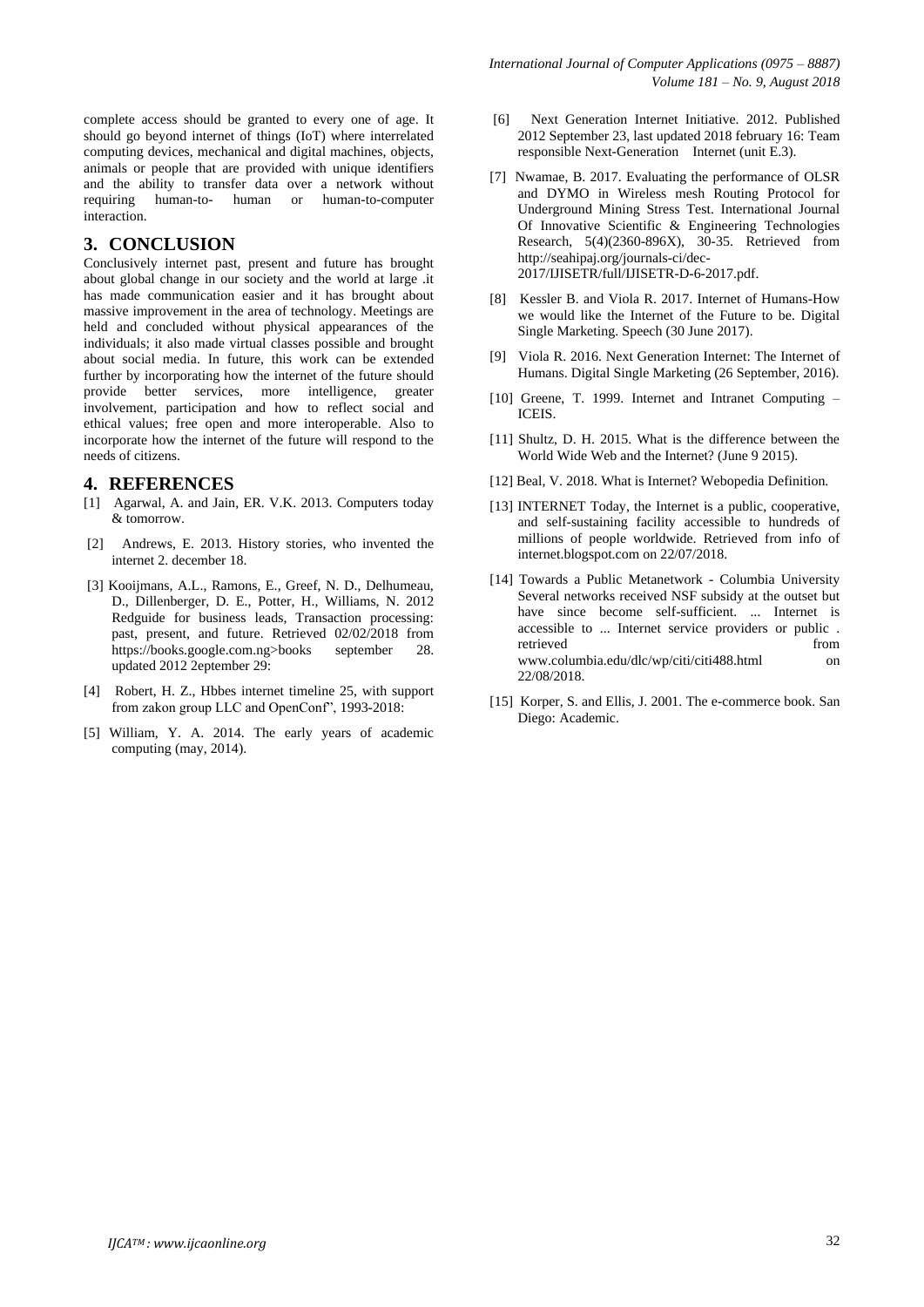complete access should be granted to every one of age. It should go beyond internet of things (IoT) where interrelated computing devices, mechanical and digital machines, objects, animals or people that are provided with unique identifiers and the ability to transfer data over a network without requiring human-to- human or human-to-computer interaction.

## 3. CONCLUSION

Conclusively internet past, present and future has brought about global change in our society and the world at large .it has made communication easier and it has brought about massive improvement in the area of technology. Meetings are held and concluded without physical appearances of the individuals; it also made virtual classes possible and brought about social media. In future, this work can be extended further by incorporating how the internet of the future should provide better services, more intelligence, greater involvement, participation and how to reflect social and ethical values; free open and more interoperable. Also to incorporate how the internet of the future will respond to the needs of citizens.

## 4. REFERENCES

[1] Agarwal, A. and Jain, ER. V.K. 2013. Computers today & tomorrow.

[2] Andrews, E. 2013. History stories, who invented the internet 2. december 18.

[3] Kooijmans, A.L., Ramons, E., Greef, N. D., Delhumeau, D., Dillenberger, D. E., Potter, H., Williams, N. 2012 Redguide for business leads, Transaction processing: past, present, and future. Retrieved 02/02/2018 from https://books.google.com.ng>books september 28. updated 2012 2eptember 29:

[4] Robert, H. Z., Hbbes internet timeline 25, with support from zakon group LLC and OpenConf", 1993-2018:

[5] William, Y. A. 2014. The early years of academic computing (may, 2014).

[6] Next Generation Internet Initiative. 2012. Published 2012 September 23, last updated 2018 february 16: Team responsible Next-Generation Internet (unit E.3).

[7] Nwamae, B. 2017. Evaluating the performance of OLSR and DYMO in Wireless mesh Routing Protocol for Underground Mining Stress Test. International Journal Of Innovative Scientific & Engineering Technologies Research, 5(4)(2360-896X), 30-35. Retrieved from http://seahipaj.org/journals-ci/dec-2017/IJISETR/full/IJISETR-D-6-2017.pdf.

[8] Kessler B. and Viola R. 2017. Internet of Humans-How we would like the Internet of the Future to be. Digital Single Marketing. Speech (30 June 2017).

[9] Viola R. 2016. Next Generation Internet: The Internet of Humans. Digital Single Marketing (26 September, 2016).

[10] Greene, T. 1999. Internet and Intranet Computing – ICEIS.

[11] Shultz, D. H. 2015. What is the difference between the World Wide Web and the Internet? (June 9 2015).

[12] Beal, V. 2018. What is Internet? Webopedia Definition.

[13] INTERNET Today, the Internet is a public, cooperative, and self-sustaining facility accessible to hundreds of millions of people worldwide. Retrieved from info of internet.blogspot.com on 22/07/2018.

[14] Towards a Public Metanetwork - Columbia University Several networks received NSF subsidy at the outset but have since become self-sufficient. ... Internet is accessible to ... Internet service providers or public . retrieved from www.columbia.edu/dlc/wp/citi/citi488.html on 22/08/2018.

[15] Korper, S. and Ellis, J. 2001. The e-commerce book. San Diego: Academic.